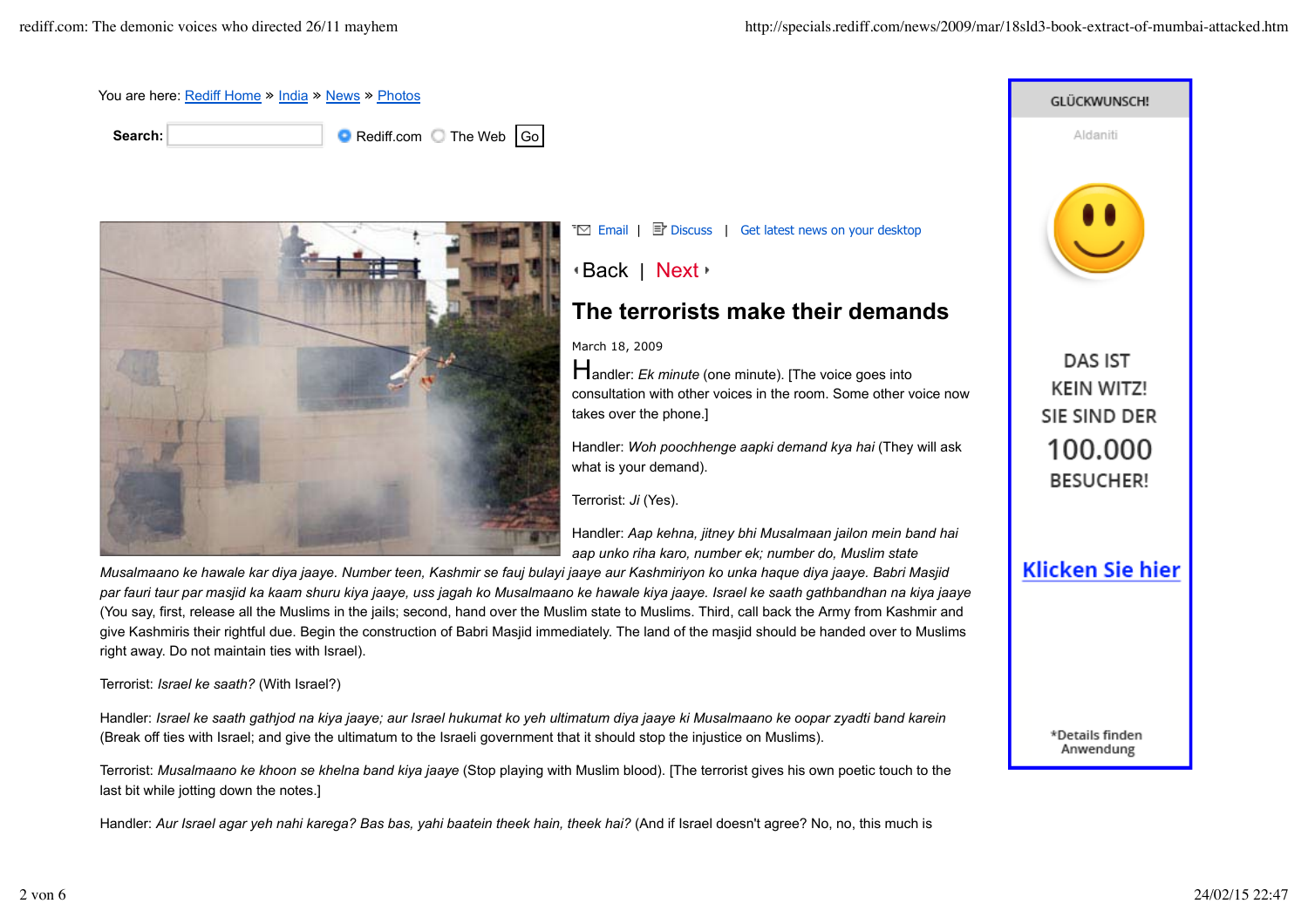You are here: [Rediff Home](#) » [India](#) » [News](#) » [Photos](#)

Search: Rediff.com The Web Go

Email | Discuss | Get latest news on your desktop

Back | Next

## The terrorists make their demands

March 18, 2009

Handler: *Ek minute* (one minute). [The voice goes into consultation with other voices in the room. Some other voice now takes over the phone.]

Handler: *Woh poochhenge aapki demand kya hai* (They will ask what is your demand).

Terrorist: *Ji* (Yes).

Handler: *Aap kehna, jitney bhi Musalmaan jailon mein band hai aap unko riha karo, number ek; number do, Muslim state Musalmaano ke hawale kar diya jaaye. Number teen, Kashmir se fauj bulayi jaaye aur Kashmiriyon ko unka haque diya jaaye. Babri Masjid par fauri taur par masjid ka kaam shuru kiya jaaye, uss jagah ko Musalmaano ke hawale kiya jaaye. Israel ke saath gathbandhan na kiya jaaye* (You say, first, release all the Muslims in the jails; second, hand over the Muslim state to Muslims. Third, call back the Army from Kashmir and give Kashmiris their rightful due. Begin the construction of Babri Masjid immediately. The land of the masjid should be handed over to Muslims right away. Do not maintain ties with Israel).

Terrorist: *Israel ke saath?* (With Israel?)

Handler: *Israel ke saath gathjod na kiya jaaye; aur Israel hukumat ko yeh ultimatum diya jaaye ki Musalmaano ke oopar zyadti band karein* (Break off ties with Israel; and give the ultimatum to the Israeli government that it should stop the injustice on Muslims).

Terrorist: *Musalmaano ke khoon se khelna band kiya jaaye* (Stop playing with Muslim blood). [The terrorist gives his own poetic touch to the last bit while jotting down the notes.]

Handler: *Aur Israel agar yeh nahi karega? Bas bas, yahi baatein theek hain, theek hai?* (And if Israel doesn't agree? No, no, this much is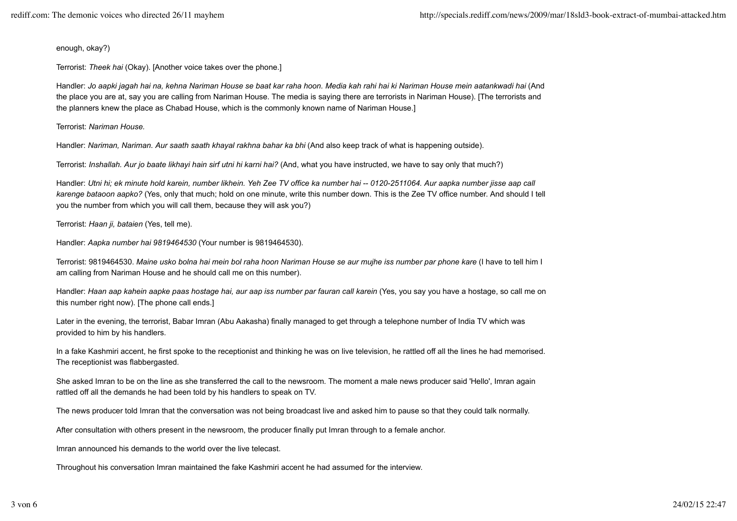enough, okay?)

Terrorist: *Theek hai* (Okay). [Another voice takes over the phone.]

Handler: *Jo aapki jagah hai na, kehna Nariman House se baat kar raha hoon. Media kah rahi hai ki Nariman House mein aatankwadi hai* (And the place you are at, say you are calling from Nariman House. The media is saying there are terrorists in Nariman House). [The terrorists and the planners knew the place as Chabad House, which is the commonly known name of Nariman House.]

Terrorist: *Nariman House.*

Handler: *Nariman, Nariman. Aur saath saath khayal rakhna bahar ka bhi* (And also keep track of what is happening outside).

Terrorist: *Inshallah. Aur jo baate likhayi hain sirf utni hi karni hai?* (And, what you have instructed, we have to say only that much?)

Handler: *Utni hi; ek minute hold karein, number likhein. Yeh Zee TV office ka number hai -- 0120-2511064. Aur aapka number jisse aap call karenge bataoon aapko?* (Yes, only that much; hold on one minute, write this number down. This is the Zee TV office number. And should I tell you the number from which you will call them, because they will ask you?)

Terrorist: *Haan ji, bataien* (Yes, tell me).

Handler: *Aapka number hai 9819464530* (Your number is 9819464530).

Terrorist: 9819464530. *Maine usko bolna hai mein bol raha hoon Nariman House se aur mujhe iss number par phone kare* (I have to tell him I am calling from Nariman House and he should call me on this number).

Handler: *Haan aap kahein aapke paas hostage hai, aur aap iss number par fauran call karein* (Yes, you say you have a hostage, so call me on this number right now). [The phone call ends.]

Later in the evening, the terrorist, Babar Imran (Abu Aakasha) finally managed to get through a telephone number of India TV which was provided to him by his handlers.

In a fake Kashmiri accent, he first spoke to the receptionist and thinking he was on live television, he rattled off all the lines he had memorised. The receptionist was flabbergasted.

She asked Imran to be on the line as she transferred the call to the newsroom. The moment a male news producer said 'Hello', Imran again rattled off all the demands he had been told by his handlers to speak on TV.

The news producer told Imran that the conversation was not being broadcast live and asked him to pause so that they could talk normally.

After consultation with others present in the newsroom, the producer finally put Imran through to a female anchor.

Imran announced his demands to the world over the live telecast.

Throughout his conversation Imran maintained the fake Kashmiri accent he had assumed for the interview.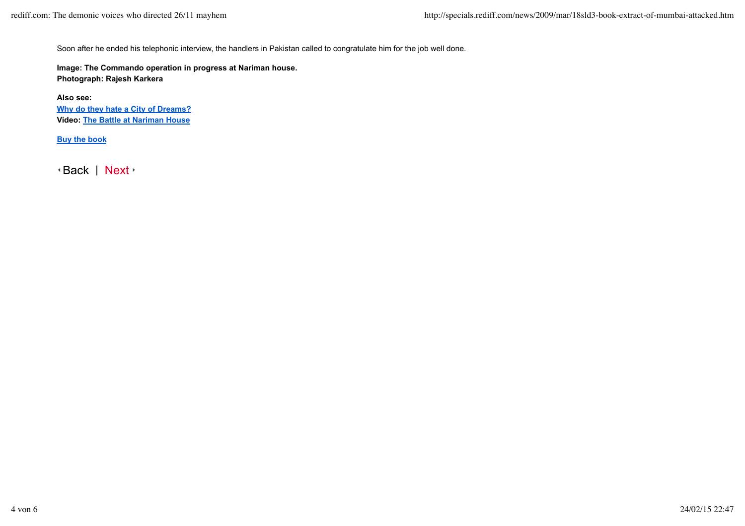Soon after he ended his telephonic interview, the handlers in Pakistan called to congratulate him for the job well done.

**Image: The Commando operation in progress at Nariman house.**
**Photograph: Rajesh Karkera**

**Also see:**
**Why do they hate a City of Dreams?**
**Video: The Battle at Nariman House**

**Buy the book**

Back | Next